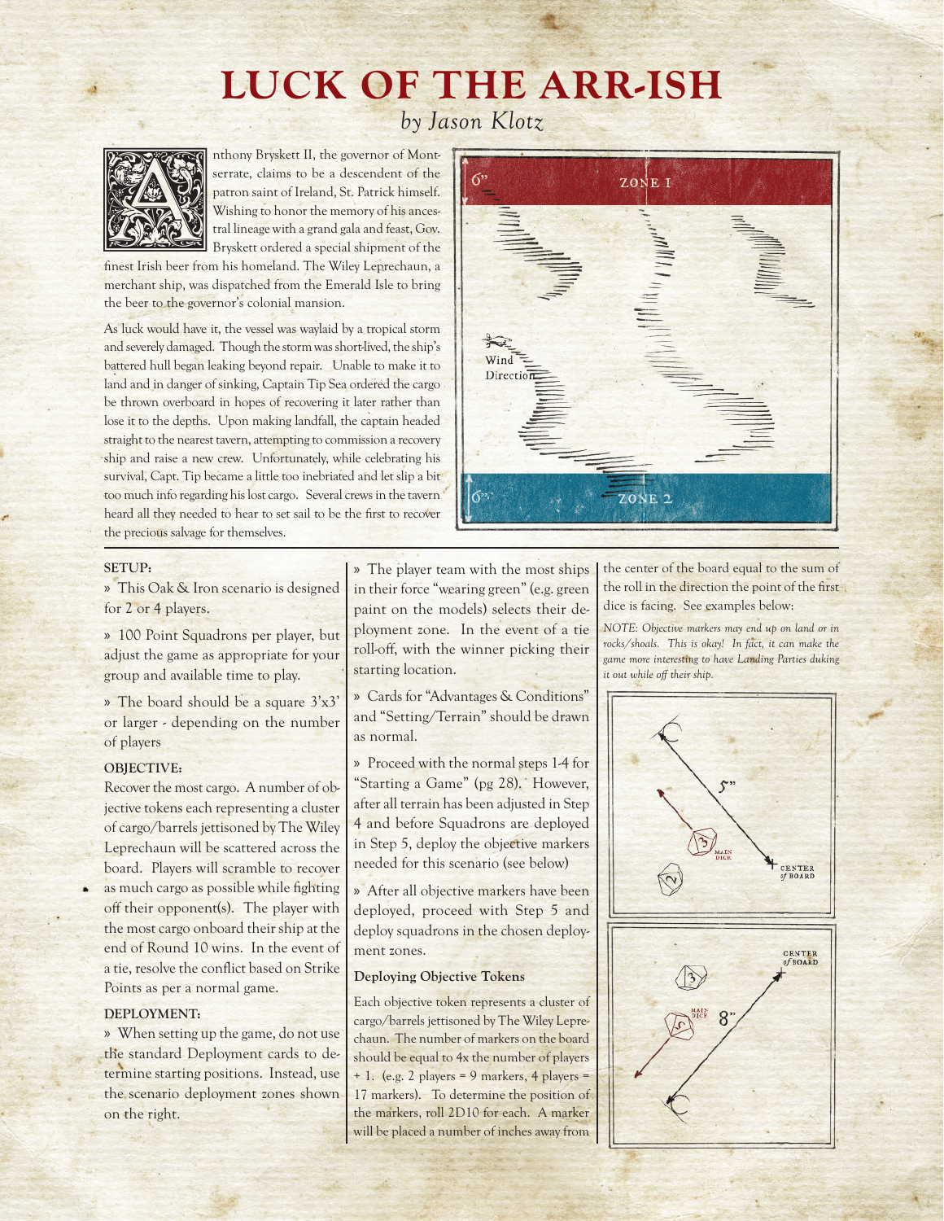# LUCK OF THE ARR-ISH

*by Jason Klotz*

Anthony Bryskett II, the governor of Montserrate, claims to be a descendent of the patron saint of Ireland, St. Patrick himself. Wishing to honor the memory of his ancestral lineage with a grand gala and feast, Gov. Bryskett ordered a special shipment of the finest Irish beer from his homeland. The Wiley Leprechaun, a merchant ship, was dispatched from the Emerald Isle to bring the beer to the governor's colonial mansion.

As luck would have it, the vessel was waylaid by a tropical storm and severely damaged. Though the storm was short-lived, the ship's battered hull began leaking beyond repair. Unable to make it to land and in danger of sinking, Captain Tip Sea ordered the cargo be thrown overboard in hopes of recovering it later rather than lose it to the depths. Upon making landfall, the captain headed straight to the nearest tavern, attempting to commission a recovery ship and raise a new crew. Unfortunately, while celebrating his survival, Capt. Tip became a little too inebriated and let slip a bit too much info regarding his lost cargo. Several crews in the tavern heard all they needed to hear to set sail to be the first to recover the precious salvage for themselves.

6" ZONE 1

Wind Direction

6" ZONE 2

### SETUP:

» This Oak & Iron scenario is designed for 2 or 4 players.

» 100 Point Squadrons per player, but adjust the game as appropriate for your group and available time to play.

» The board should be a square 3'x3' or larger - depending on the number of players

### OBJECTIVE:

Recover the most cargo. A number of objective tokens each representing a cluster of cargo/barrels jettisoned by The Wiley Leprechaun will be scattered across the board. Players will scramble to recover as much cargo as possible while fighting off their opponent(s). The player with the most cargo onboard their ship at the end of Round 10 wins. In the event of a tie, resolve the conflict based on Strike Points as per a normal game.

### DEPLOYMENT:

» When setting up the game, do not use the standard Deployment cards to determine starting positions. Instead, use the scenario deployment zones shown on the right.

» The player team with the most ships in their force "wearing green" (e.g. green paint on the models) selects their deployment zone. In the event of a tie roll-off, with the winner picking their starting location.

» Cards for "Advantages & Conditions" and "Setting/Terrain" should be drawn as normal.

» Proceed with the normal steps 1-4 for "Starting a Game" (pg 28). However, after all terrain has been adjusted in Step 4 and before Squadrons are deployed in Step 5, deploy the objective markers needed for this scenario (see below)

» After all objective markers have been deployed, proceed with Step 5 and deploy squadrons in the chosen deployment zones.

#### Deploying Objective Tokens

Each objective token represents a cluster of cargo/barrels jettisoned by The Wiley Leprechaun. The number of markers on the board should be equal to 4x the number of players + 1. (e.g. 2 players = 9 markers, 4 players = 17 markers). To determine the position of the markers, roll 2D10 for each. A marker will be placed a number of inches away from the center of the board equal to the sum of the roll in the direction the point of the first dice is facing. See examples below:

*NOTE: Objective markers may end up on land or in rocks/shoals. This is okay! In fact, it can make the game more interesting to have Landing Parties duking it out while off their ship.*

5" MAIN DICE CENTER of BOARD

CENTER of BOARD MAIN DICE 8"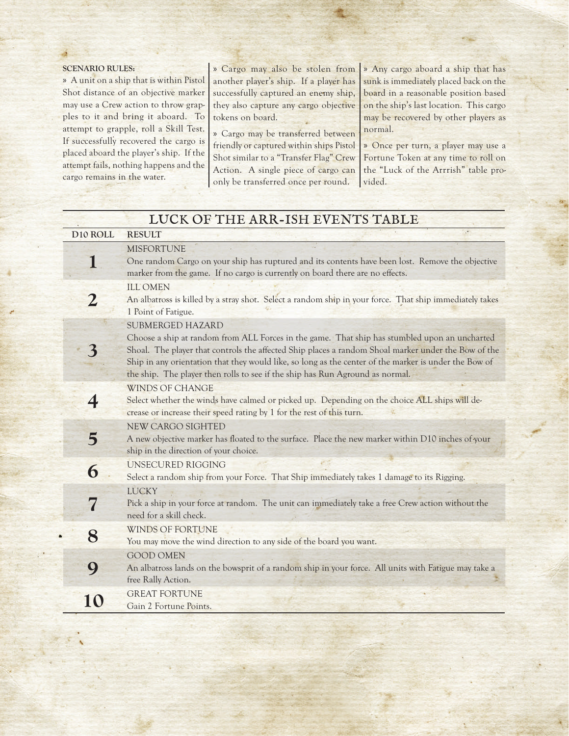**SCENARIO RULES:**

» A unit on a ship that is within Pistol Shot distance of an objective marker may use a Crew action to throw grapples to it and bring it aboard. To attempt to grapple, roll a Skill Test. If successfully recovered the cargo is placed aboard the player's ship. If the attempt fails, nothing happens and the cargo remains in the water.

» Cargo may also be stolen from another player's ship. If a player has successfully captured an enemy ship, they also capture any cargo objective tokens on board.

» Cargo may be transferred between friendly or captured within ships Pistol Shot similar to a "Transfer Flag" Crew Action. A single piece of cargo can only be transferred once per round.

» Any cargo aboard a ship that has sunk is immediately placed back on the board in a reasonable position based on the ship's last location. This cargo may be recovered by other players as normal.

» Once per turn, a player may use a Fortune Token at any time to roll on the "Luck of the Arrrish" table provided.

## LUCK OF THE ARR-ISH EVENTS TABLE

| D10 ROLL | RESULT |
|---|---|
| **1** | MISFORTUNE<br>One random Cargo on your ship has ruptured and its contents have been lost. Remove the objective marker from the game. If no cargo is currently on board there are no effects. |
| **2** | ILL OMEN<br>An albatross is killed by a stray shot. Select a random ship in your force. That ship immediately takes 1 Point of Fatigue. |
| **3** | SUBMERGED HAZARD<br>Choose a ship at random from ALL Forces in the game. That ship has stumbled upon an uncharted Shoal. The player that controls the affected Ship places a random Shoal marker under the Bow of the Ship in any orientation that they would like, so long as the center of the marker is under the Bow of the ship. The player then rolls to see if the ship has Run Aground as normal. |
| **4** | WINDS OF CHANGE<br>Select whether the winds have calmed or picked up. Depending on the choice ALL ships will decrease or increase their speed rating by 1 for the rest of this turn. |
| **5** | NEW CARGO SIGHTED<br>A new objective marker has floated to the surface. Place the new marker within D10 inches of your ship in the direction of your choice. |
| **6** | UNSECURED RIGGING<br>Select a random ship from your Force. That Ship immediately takes 1 damage to its Rigging. |
| **7** | LUCKY<br>Pick a ship in your force at random. The unit can immediately take a free Crew action without the need for a skill check. |
| **8** | WINDS OF FORTUNE<br>You may move the wind direction to any side of the board you want. |
| **9** | GOOD OMEN<br>An albatross lands on the bowsprit of a random ship in your force. All units with Fatigue may take a free Rally Action. |
| **10** | GREAT FORTUNE<br>Gain 2 Fortune Points. |